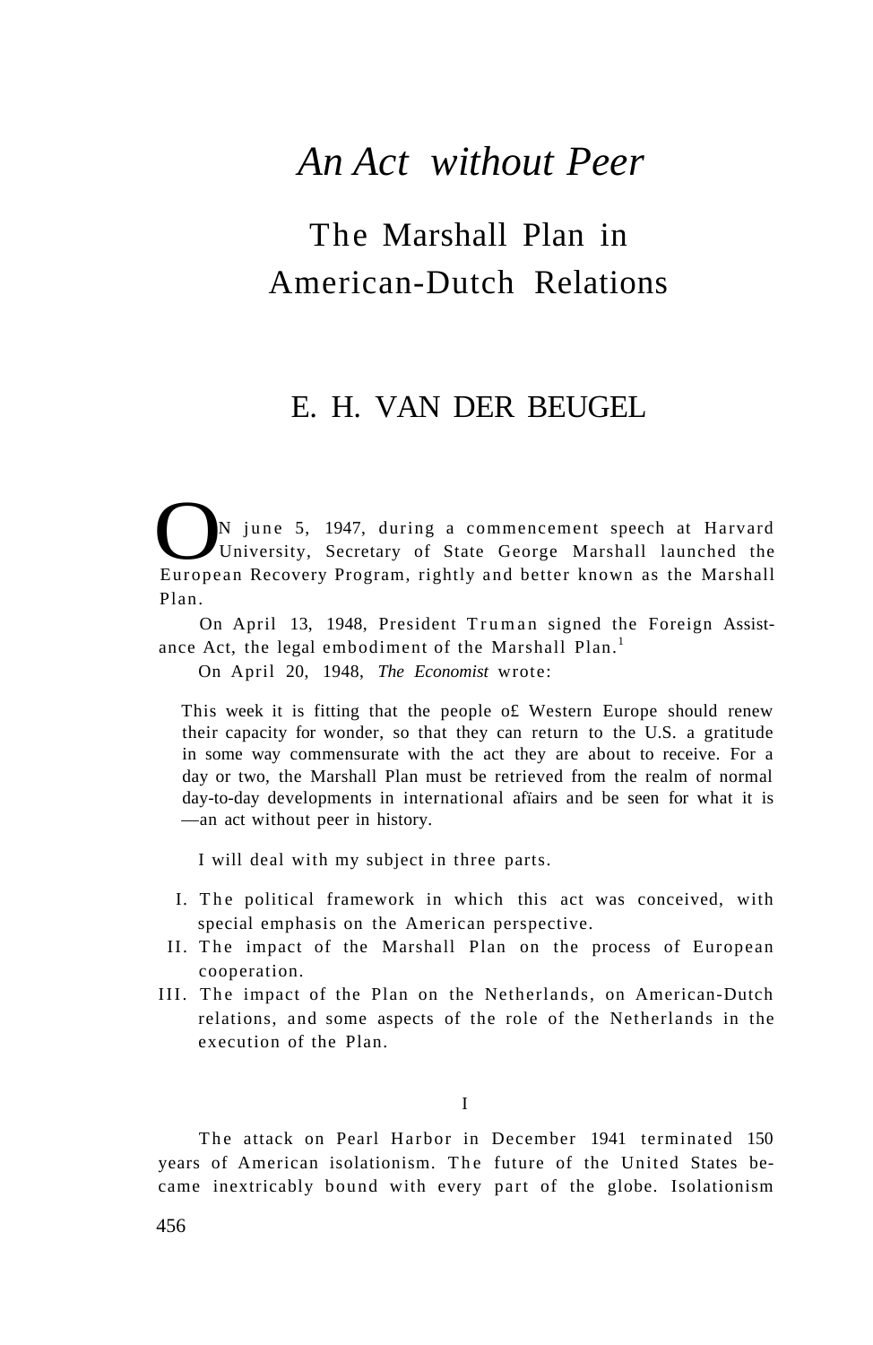# *An Act without Peer*

## The Marshall Plan in American-Dutch Relations

### E. H. VAN DER BEUGEL

ON june 5, 1947, during a commencement speech at Harvard University, Secretary of State George Marshall launched the European Recovery Program, rightly and better known as the Marshall Plan.

On April 13, 1948, President Truman signed the Foreign Assistance Act, the legal embodiment of the Marshall Plan.[1]

On April 20, 1948, *The Economist* wrote:

> This week it is fitting that the people o£ Western Europe should renew their capacity for wonder, so that they can return to the U.S. a gratitude in some way commensurate with the act they are about to receive. For a day or two, the Marshall Plan must be retrieved from the realm of normal day-to-day developments in international afïairs and be seen for what it is —an act without peer in history.

I will deal with my subject in three parts.

I. The political framework in which this act was conceived, with special emphasis on the American perspective.

II. The impact of the Marshall Plan on the process of European cooperation.

III. The impact of the Plan on the Netherlands, on American-Dutch relations, and some aspects of the role of the Netherlands in the execution of the Plan.

## I

The attack on Pearl Harbor in December 1941 terminated 150 years of American isolationism. The future of the United States became inextricably bound with every part of the globe. Isolationism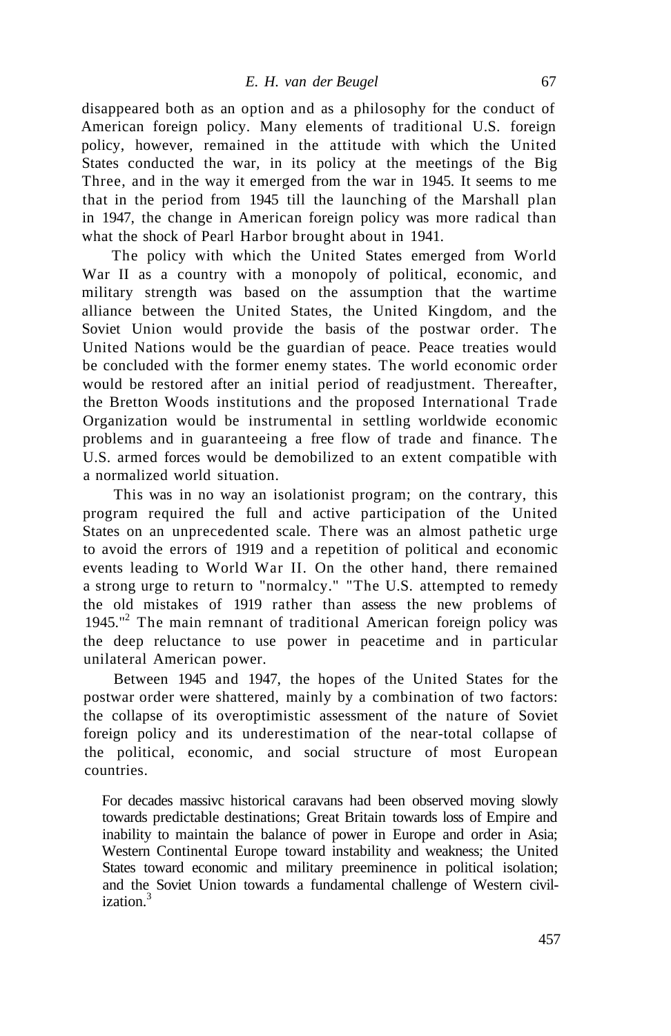disappeared both as an option and as a philosophy for the conduct of American foreign policy. Many elements of traditional U.S. foreign policy, however, remained in the attitude with which the United States conducted the war, in its policy at the meetings of the Big Three, and in the way it emerged from the war in 1945. It seems to me that in the period from 1945 till the launching of the Marshall plan in 1947, the change in American foreign policy was more radical than what the shock of Pearl Harbor brought about in 1941.

The policy with which the United States emerged from World War II as a country with a monopoly of political, economic, and military strength was based on the assumption that the wartime alliance between the United States, the United Kingdom, and the Soviet Union would provide the basis of the postwar order. The United Nations would be the guardian of peace. Peace treaties would be concluded with the former enemy states. The world economic order would be restored after an initial period of readjustment. Thereafter, the Bretton Woods institutions and the proposed International Trade Organization would be instrumental in settling worldwide economic problems and in guaranteeing a free flow of trade and finance. The U.S. armed forces would be demobilized to an extent compatible with a normalized world situation.

This was in no way an isolationist program; on the contrary, this program required the full and active participation of the United States on an unprecedented scale. There was an almost pathetic urge to avoid the errors of 1919 and a repetition of political and economic events leading to World War II. On the other hand, there remained a strong urge to return to "normalcy." "The U.S. attempted to remedy the old mistakes of 1919 rather than assess the new problems of 1945."[2] The main remnant of traditional American foreign policy was the deep reluctance to use power in peacetime and in particular unilateral American power.

Between 1945 and 1947, the hopes of the United States for the postwar order were shattered, mainly by a combination of two factors: the collapse of its overoptimistic assessment of the nature of Soviet foreign policy and its underestimation of the near-total collapse of the political, economic, and social structure of most European countries.

> For decades massivc historical caravans had been observed moving slowly towards predictable destinations; Great Britain towards loss of Empire and inability to maintain the balance of power in Europe and order in Asia; Western Continental Europe toward instability and weakness; the United States toward economic and military preeminence in political isolation; and the Soviet Union towards a fundamental challenge of Western civilization.[3]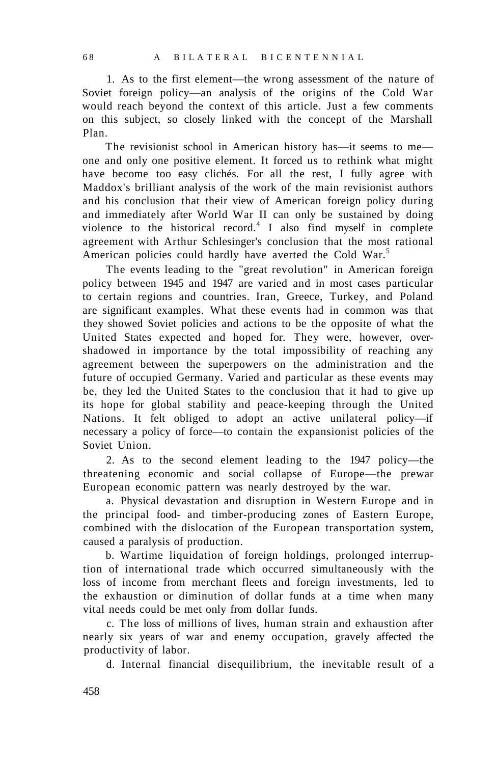1. As to the first element—the wrong assessment of the nature of Soviet foreign policy—an analysis of the origins of the Cold War would reach beyond the context of this article. Just a few comments on this subject, so closely linked with the concept of the Marshall Plan.

The revisionist school in American history has—it seems to me—one and only one positive element. It forced us to rethink what might have become too easy clichés. For all the rest, I fully agree with Maddox's brilliant analysis of the work of the main revisionist authors and his conclusion that their view of American foreign policy during and immediately after World War II can only be sustained by doing violence to the historical record.[4] I also find myself in complete agreement with Arthur Schlesinger's conclusion that the most rational American policies could hardly have averted the Cold War.[5]

The events leading to the "great revolution" in American foreign policy between 1945 and 1947 are varied and in most cases particular to certain regions and countries. Iran, Greece, Turkey, and Poland are significant examples. What these events had in common was that they showed Soviet policies and actions to be the opposite of what the United States expected and hoped for. They were, however, overshadowed in importance by the total impossibility of reaching any agreement between the superpowers on the administration and the future of occupied Germany. Varied and particular as these events may be, they led the United States to the conclusion that it had to give up its hope for global stability and peace-keeping through the United Nations. It felt obliged to adopt an active unilateral policy—if necessary a policy of force—to contain the expansionist policies of the Soviet Union.

2. As to the second element leading to the 1947 policy—the threatening economic and social collapse of Europe—the prewar European economic pattern was nearly destroyed by the war.

a. Physical devastation and disruption in Western Europe and in the principal food- and timber-producing zones of Eastern Europe, combined with the dislocation of the European transportation system, caused a paralysis of production.

b. Wartime liquidation of foreign holdings, prolonged interruption of international trade which occurred simultaneously with the loss of income from merchant fleets and foreign investments, led to the exhaustion or diminution of dollar funds at a time when many vital needs could be met only from dollar funds.

c. The loss of millions of lives, human strain and exhaustion after nearly six years of war and enemy occupation, gravely affected the productivity of labor.

d. Internal financial disequilibrium, the inevitable result of a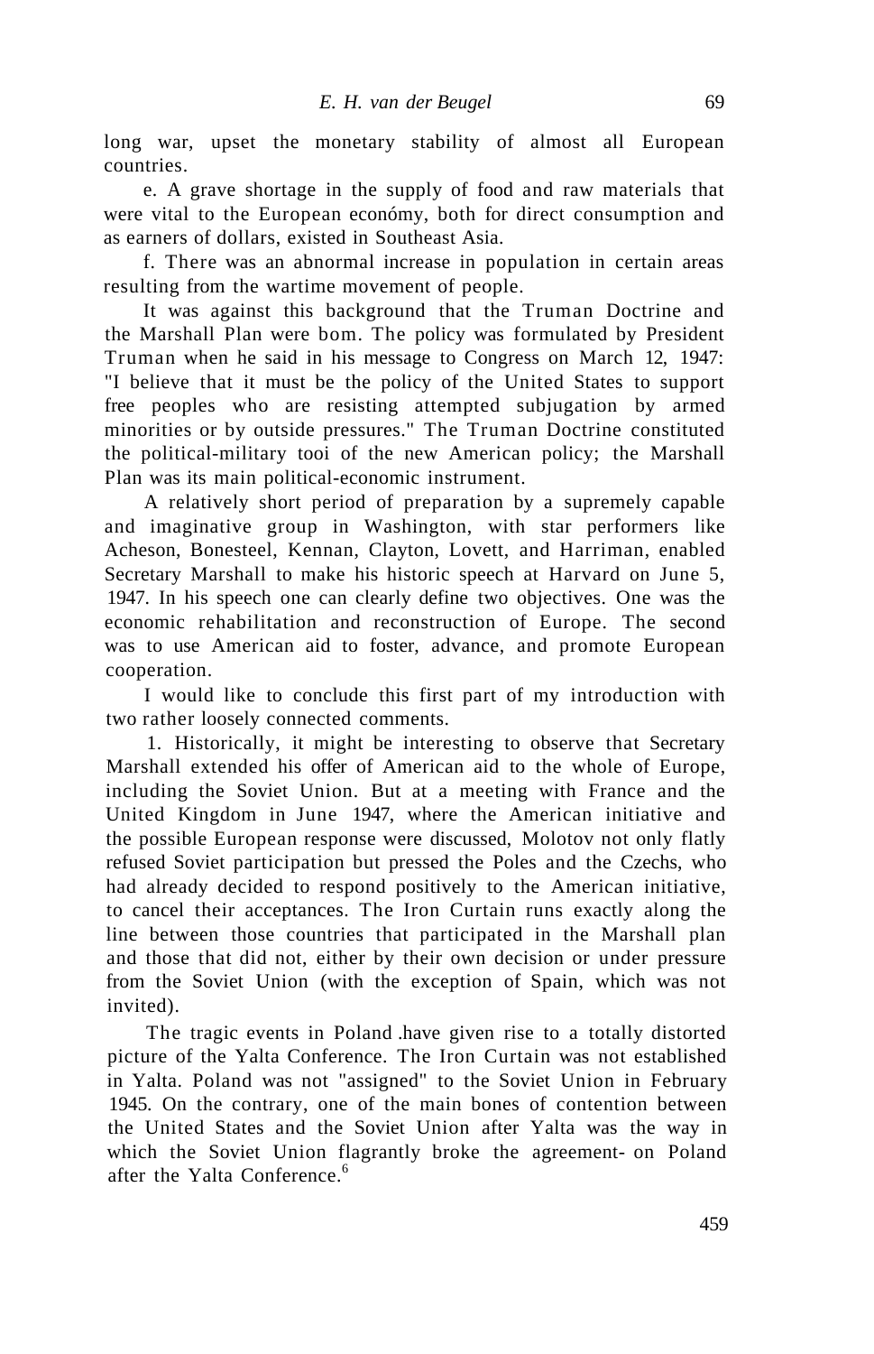long war, upset the monetary stability of almost all European countries.

e. A grave shortage in the supply of food and raw materials that were vital to the European económy, both for direct consumption and as earners of dollars, existed in Southeast Asia.

f. There was an abnormal increase in population in certain areas resulting from the wartime movement of people.

It was against this background that the Truman Doctrine and the Marshall Plan were bom. The policy was formulated by President Truman when he said in his message to Congress on March 12, 1947: "I believe that it must be the policy of the United States to support free peoples who are resisting attempted subjugation by armed minorities or by outside pressures." The Truman Doctrine constituted the political-military tooi of the new American policy; the Marshall Plan was its main political-economic instrument.

A relatively short period of preparation by a supremely capable and imaginative group in Washington, with star performers like Acheson, Bonesteel, Kennan, Clayton, Lovett, and Harriman, enabled Secretary Marshall to make his historic speech at Harvard on June 5, 1947. In his speech one can clearly define two objectives. One was the economic rehabilitation and reconstruction of Europe. The second was to use American aid to foster, advance, and promote European cooperation.

I would like to conclude this first part of my introduction with two rather loosely connected comments.

1. Historically, it might be interesting to observe that Secretary Marshall extended his offer of American aid to the whole of Europe, including the Soviet Union. But at a meeting with France and the United Kingdom in June 1947, where the American initiative and the possible European response were discussed, Molotov not only flatly refused Soviet participation but pressed the Poles and the Czechs, who had already decided to respond positively to the American initiative, to cancel their acceptances. The Iron Curtain runs exactly along the line between those countries that participated in the Marshall plan and those that did not, either by their own decision or under pressure from the Soviet Union (with the exception of Spain, which was not invited).

The tragic events in Poland .have given rise to a totally distorted picture of the Yalta Conference. The Iron Curtain was not established in Yalta. Poland was not "assigned" to the Soviet Union in February 1945. On the contrary, one of the main bones of contention between the United States and the Soviet Union after Yalta was the way in which the Soviet Union flagrantly broke the agreement- on Poland after the Yalta Conference.[6]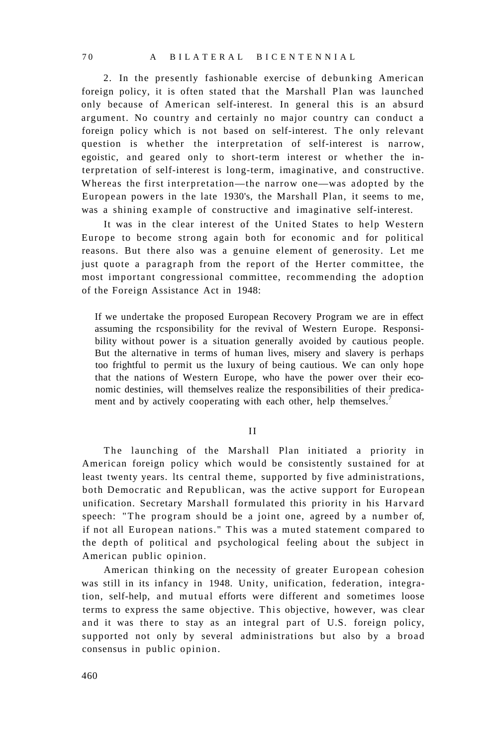2. In the presently fashionable exercise of debunking American foreign policy, it is often stated that the Marshall Plan was launched only because of American self-interest. In general this is an absurd argument. No country and certainly no major country can conduct a foreign policy which is not based on self-interest. The only relevant question is whether the interpretation of self-interest is narrow, egoistic, and geared only to short-term interest or whether the interpretation of self-interest is long-term, imaginative, and constructive. Whereas the first interpretation—the narrow one—was adopted by the European powers in the late 1930's, the Marshall Plan, it seems to me, was a shining example of constructive and imaginative self-interest.

It was in the clear interest of the United States to help Western Europe to become strong again both for economic and for political reasons. But there also was a genuine element of generosity. Let me just quote a paragraph from the report of the Herter committee, the most important congressional committee, recommending the adoption of the Foreign Assistance Act in 1948:

> If we undertake the proposed European Recovery Program we are in effect assuming the rcsponsibility for the revival of Western Europe. Responsibility without power is a situation generally avoided by cautious people. But the alternative in terms of human lives, misery and slavery is perhaps too frightful to permit us the luxury of being cautious. We can only hope that the nations of Western Europe, who have the power over their economic destinies, will themselves realize the responsibilities of their predicament and by actively cooperating with each other, help themselves.[7]

## II

The launching of the Marshall Plan initiated a priority in American foreign policy which would be consistently sustained for at least twenty years. Its central theme, supported by five administrations, both Democratic and Republican, was the active support for European unification. Secretary Marshall formulated this priority in his Harvard speech: "The program should be a joint one, agreed by a number of, if not all European nations." This was a muted statement compared to the depth of political and psychological feeling about the subject in American public opinion.

American thinking on the necessity of greater European cohesion was still in its infancy in 1948. Unity, unification, federation, integration, self-help, and mutual efforts were different and sometimes loose terms to express the same objective. This objective, however, was clear and it was there to stay as an integral part of U.S. foreign policy, supported not only by several administrations but also by a broad consensus in public opinion.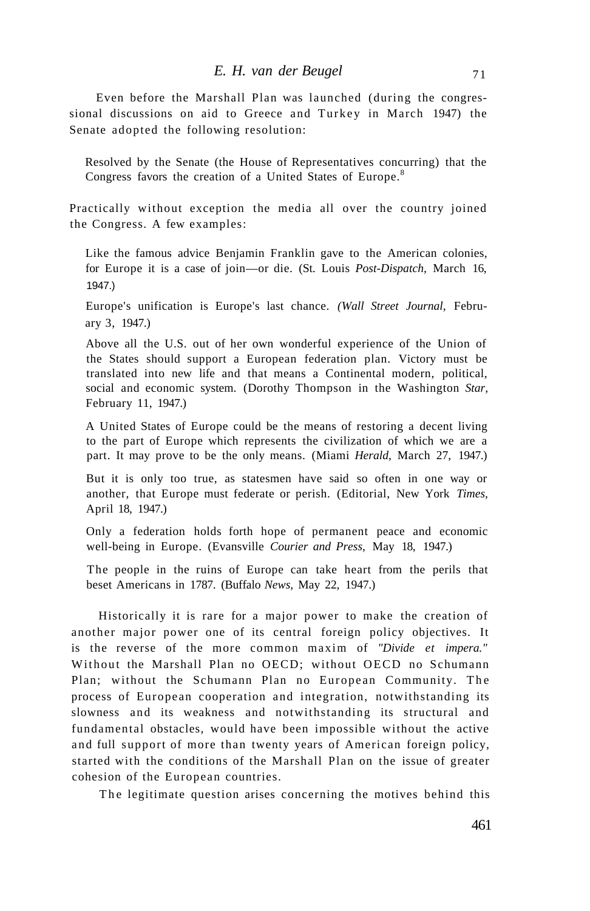Even before the Marshall Plan was launched (during the congressional discussions on aid to Greece and Turkey in March 1947) the Senate adopted the following resolution:

> Resolved by the Senate (the House of Representatives concurring) that the Congress favors the creation of a United States of Europe.[8]

Practically without exception the media all over the country joined the Congress. A few examples:

> Like the famous advice Benjamin Franklin gave to the American colonies, for Europe it is a case of join—or die. (St. Louis *Post-Dispatch*, March 16, 1947.)

> Europe's unification is Europe's last chance. *(Wall Street Journal*, February 3, 1947.)

> Above all the U.S. out of her own wonderful experience of the Union of the States should support a European federation plan. Victory must be translated into new life and that means a Continental modern, political, social and economic system. (Dorothy Thompson in the Washington *Star*, February 11, 1947.)

> A United States of Europe could be the means of restoring a decent living to the part of Europe which represents the civilization of which we are a part. It may prove to be the only means. (Miami *Herald*, March 27, 1947.)

> But it is only too true, as statesmen have said so often in one way or another, that Europe must federate or perish. (Editorial, New York *Times*, April 18, 1947.)

> Only a federation holds forth hope of permanent peace and economic well-being in Europe. (Evansville *Courier and Press*, May 18, 1947.)

> The people in the ruins of Europe can take heart from the perils that beset Americans in 1787. (Buffalo *News*, May 22, 1947.)

Historically it is rare for a major power to make the creation of another major power one of its central foreign policy objectives. It is the reverse of the more common maxim of *"Divide et impera."* Without the Marshall Plan no OECD; without OECD no Schumann Plan; without the Schumann Plan no European Community. The process of European cooperation and integration, notwithstanding its slowness and its weakness and notwithstanding its structural and fundamental obstacles, would have been impossible without the active and full support of more than twenty years of American foreign policy, started with the conditions of the Marshall Plan on the issue of greater cohesion of the European countries.

The legitimate question arises concerning the motives behind this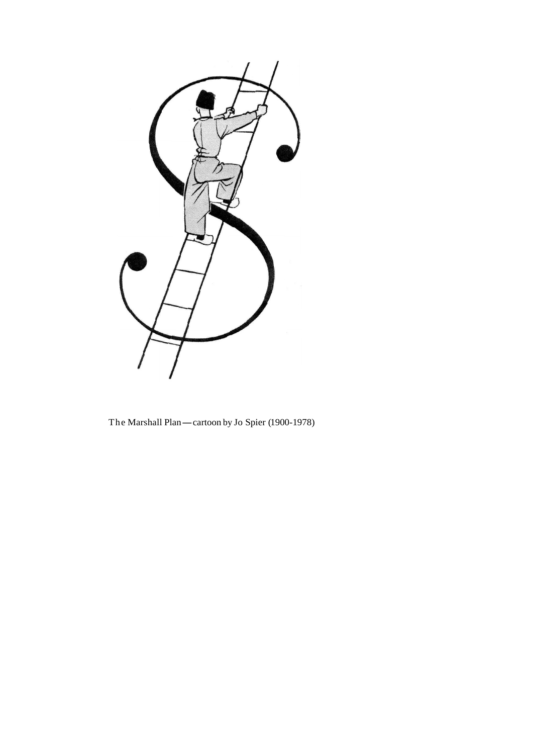The Marshall Plan—cartoon by Jo Spier (1900-1978)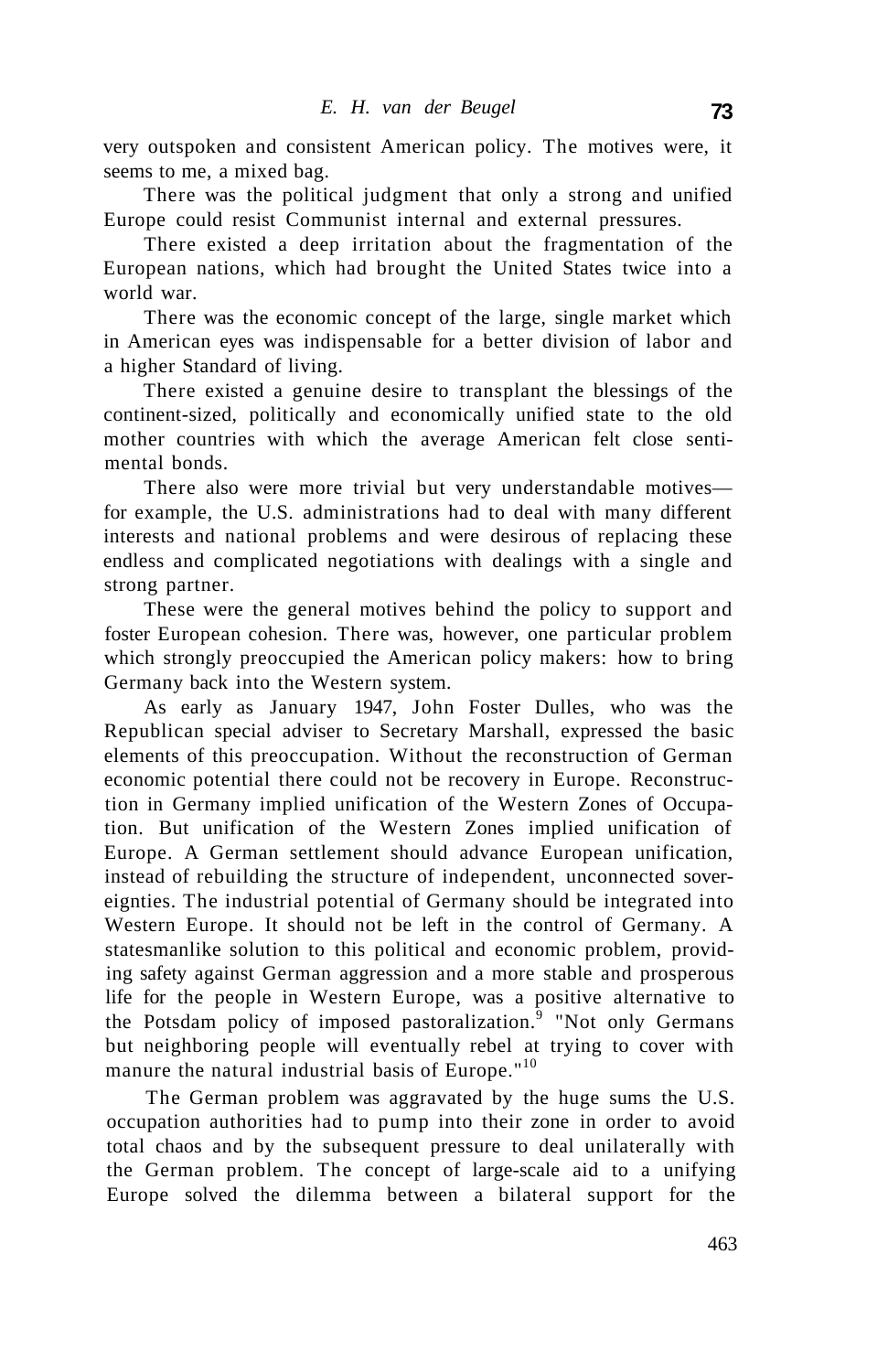very outspoken and consistent American policy. The motives were, it seems to me, a mixed bag.

There was the political judgment that only a strong and unified Europe could resist Communist internal and external pressures.

There existed a deep irritation about the fragmentation of the European nations, which had brought the United States twice into a world war.

There was the economic concept of the large, single market which in American eyes was indispensable for a better division of labor and a higher Standard of living.

There existed a genuine desire to transplant the blessings of the continent-sized, politically and economically unified state to the old mother countries with which the average American felt close sentimental bonds.

There also were more trivial but very understandable motives—for example, the U.S. administrations had to deal with many different interests and national problems and were desirous of replacing these endless and complicated negotiations with dealings with a single and strong partner.

These were the general motives behind the policy to support and foster European cohesion. There was, however, one particular problem which strongly preoccupied the American policy makers: how to bring Germany back into the Western system.

As early as January 1947, John Foster Dulles, who was the Republican special adviser to Secretary Marshall, expressed the basic elements of this preoccupation. Without the reconstruction of German economic potential there could not be recovery in Europe. Reconstruction in Germany implied unification of the Western Zones of Occupation. But unification of the Western Zones implied unification of Europe. A German settlement should advance European unification, instead of rebuilding the structure of independent, unconnected sovereignties. The industrial potential of Germany should be integrated into Western Europe. It should not be left in the control of Germany. A statesmanlike solution to this political and economic problem, providing safety against German aggression and a more stable and prosperous life for the people in Western Europe, was a positive alternative to the Potsdam policy of imposed pastoralization.[9] "Not only Germans but neighboring people will eventually rebel at trying to cover with manure the natural industrial basis of Europe."[10]

The German problem was aggravated by the huge sums the U.S. occupation authorities had to pump into their zone in order to avoid total chaos and by the subsequent pressure to deal unilaterally with the German problem. The concept of large-scale aid to a unifying Europe solved the dilemma between a bilateral support for the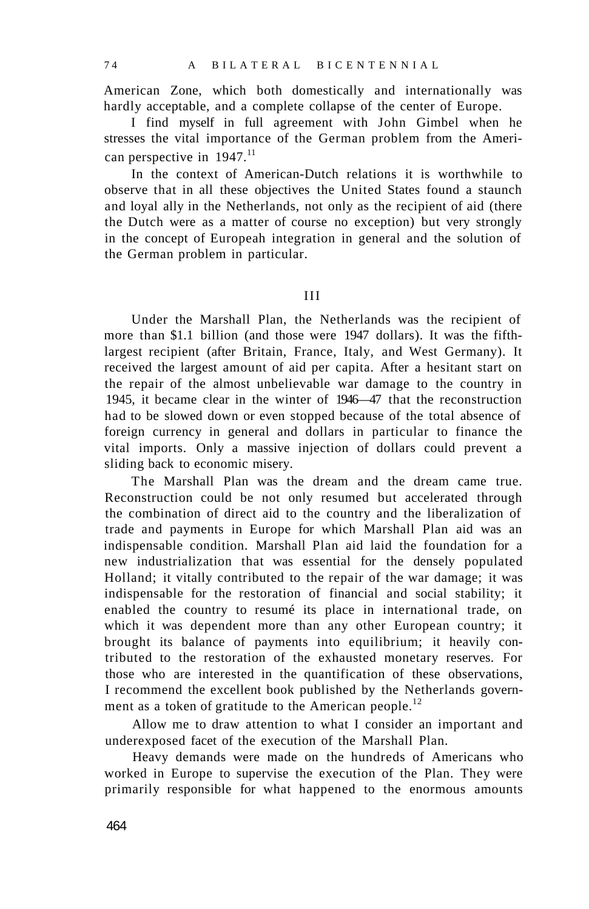American Zone, which both domestically and internationally was hardly acceptable, and a complete collapse of the center of Europe.

I find myself in full agreement with John Gimbel when he stresses the vital importance of the German problem from the American perspective in 1947.[11]

In the context of American-Dutch relations it is worthwhile to observe that in all these objectives the United States found a staunch and loyal ally in the Netherlands, not only as the recipient of aid (there the Dutch were as a matter of course no exception) but very strongly in the concept of Europeah integration in general and the solution of the German problem in particular.

## III

Under the Marshall Plan, the Netherlands was the recipient of more than $1.1 billion (and those were 1947 dollars). It was the fifth-largest recipient (after Britain, France, Italy, and West Germany). It received the largest amount of aid per capita. After a hesitant start on the repair of the almost unbelievable war damage to the country in 1945, it became clear in the winter of 1946—47 that the reconstruction had to be slowed down or even stopped because of the total absence of foreign currency in general and dollars in particular to finance the vital imports. Only a massive injection of dollars could prevent a sliding back to economic misery.

The Marshall Plan was the dream and the dream came true. Reconstruction could be not only resumed but accelerated through the combination of direct aid to the country and the liberalization of trade and payments in Europe for which Marshall Plan aid was an indispensable condition. Marshall Plan aid laid the foundation for a new industrialization that was essential for the densely populated Holland; it vitally contributed to the repair of the war damage; it was indispensable for the restoration of financial and social stability; it enabled the country to resumé its place in international trade, on which it was dependent more than any other European country; it brought its balance of payments into equilibrium; it heavily contributed to the restoration of the exhausted monetary reserves. For those who are interested in the quantification of these observations, I recommend the excellent book published by the Netherlands government as a token of gratitude to the American people.[12]

Allow me to draw attention to what I consider an important and underexposed facet of the execution of the Marshall Plan.

Heavy demands were made on the hundreds of Americans who worked in Europe to supervise the execution of the Plan. They were primarily responsible for what happened to the enormous amounts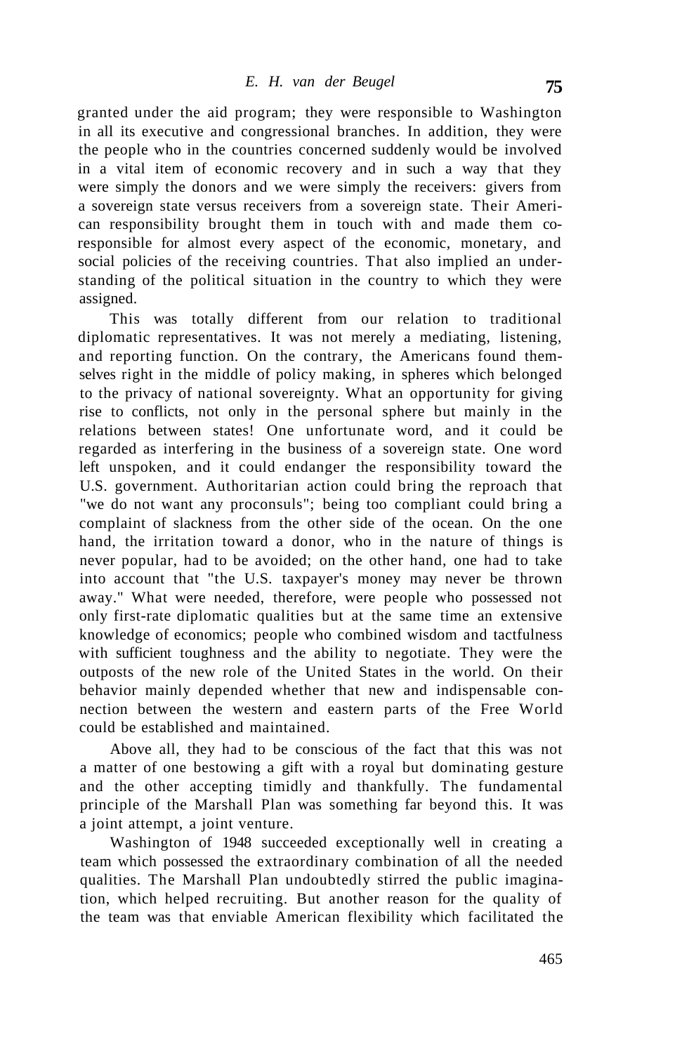granted under the aid program; they were responsible to Washington in all its executive and congressional branches. In addition, they were the people who in the countries concerned suddenly would be involved in a vital item of economic recovery and in such a way that they were simply the donors and we were simply the receivers: givers from a sovereign state versus receivers from a sovereign state. Their American responsibility brought them in touch with and made them co-responsible for almost every aspect of the economic, monetary, and social policies of the receiving countries. That also implied an understanding of the political situation in the country to which they were assigned.

This was totally different from our relation to traditional diplomatic representatives. It was not merely a mediating, listening, and reporting function. On the contrary, the Americans found themselves right in the middle of policy making, in spheres which belonged to the privacy of national sovereignty. What an opportunity for giving rise to conflicts, not only in the personal sphere but mainly in the relations between states! One unfortunate word, and it could be regarded as interfering in the business of a sovereign state. One word left unspoken, and it could endanger the responsibility toward the U.S. government. Authoritarian action could bring the reproach that "we do not want any proconsuls"; being too compliant could bring a complaint of slackness from the other side of the ocean. On the one hand, the irritation toward a donor, who in the nature of things is never popular, had to be avoided; on the other hand, one had to take into account that "the U.S. taxpayer's money may never be thrown away." What were needed, therefore, were people who possessed not only first-rate diplomatic qualities but at the same time an extensive knowledge of economics; people who combined wisdom and tactfulness with sufficient toughness and the ability to negotiate. They were the outposts of the new role of the United States in the world. On their behavior mainly depended whether that new and indispensable connection between the western and eastern parts of the Free World could be established and maintained.

Above all, they had to be conscious of the fact that this was not a matter of one bestowing a gift with a royal but dominating gesture and the other accepting timidly and thankfully. The fundamental principle of the Marshall Plan was something far beyond this. It was a joint attempt, a joint venture.

Washington of 1948 succeeded exceptionally well in creating a team which possessed the extraordinary combination of all the needed qualities. The Marshall Plan undoubtedly stirred the public imagination, which helped recruiting. But another reason for the quality of the team was that enviable American flexibility which facilitated the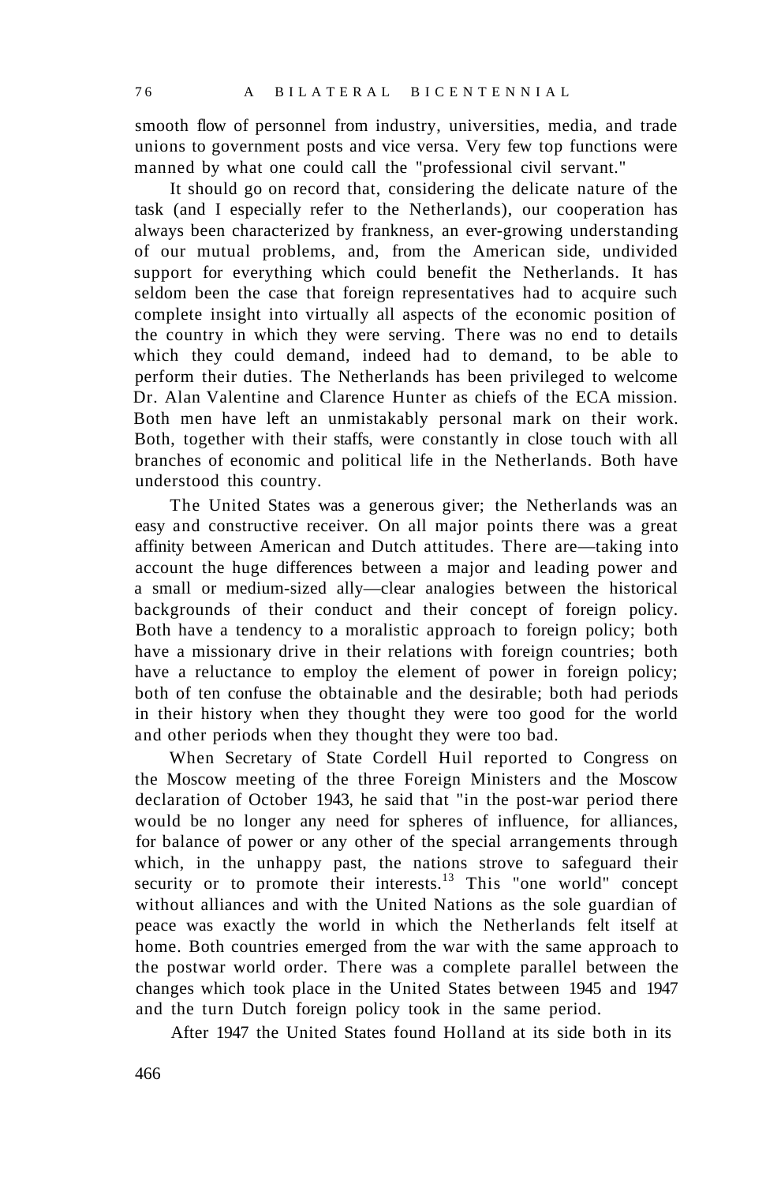smooth flow of personnel from industry, universities, media, and trade unions to government posts and vice versa. Very few top functions were manned by what one could call the "professional civil servant."

It should go on record that, considering the delicate nature of the task (and I especially refer to the Netherlands), our cooperation has always been characterized by frankness, an ever-growing understanding of our mutual problems, and, from the American side, undivided support for everything which could benefit the Netherlands. It has seldom been the case that foreign representatives had to acquire such complete insight into virtually all aspects of the economic position of the country in which they were serving. There was no end to details which they could demand, indeed had to demand, to be able to perform their duties. The Netherlands has been privileged to welcome Dr. Alan Valentine and Clarence Hunter as chiefs of the ECA mission. Both men have left an unmistakably personal mark on their work. Both, together with their staffs, were constantly in close touch with all branches of economic and political life in the Netherlands. Both have understood this country.

The United States was a generous giver; the Netherlands was an easy and constructive receiver. On all major points there was a great affinity between American and Dutch attitudes. There are—taking into account the huge differences between a major and leading power and a small or medium-sized ally—clear analogies between the historical backgrounds of their conduct and their concept of foreign policy. Both have a tendency to a moralistic approach to foreign policy; both have a missionary drive in their relations with foreign countries; both have a reluctance to employ the element of power in foreign policy; both of ten confuse the obtainable and the desirable; both had periods in their history when they thought they were too good for the world and other periods when they thought they were too bad.

When Secretary of State Cordell Huil reported to Congress on the Moscow meeting of the three Foreign Ministers and the Moscow declaration of October 1943, he said that "in the post-war period there would be no longer any need for spheres of influence, for alliances, for balance of power or any other of the special arrangements through which, in the unhappy past, the nations strove to safeguard their security or to promote their interests.[13] This "one world" concept without alliances and with the United Nations as the sole guardian of peace was exactly the world in which the Netherlands felt itself at home. Both countries emerged from the war with the same approach to the postwar world order. There was a complete parallel between the changes which took place in the United States between 1945 and 1947 and the turn Dutch foreign policy took in the same period.

After 1947 the United States found Holland at its side both in its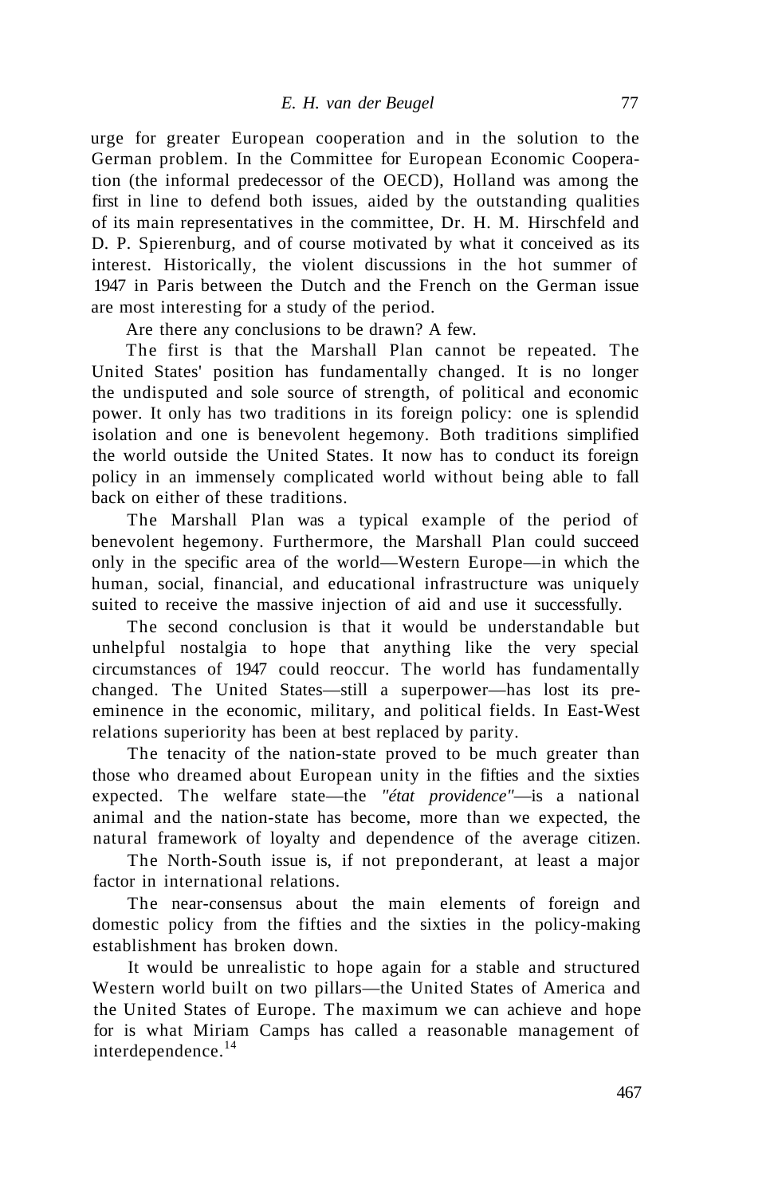urge for greater European cooperation and in the solution to the German problem. In the Committee for European Economic Cooperation (the informal predecessor of the OECD), Holland was among the first in line to defend both issues, aided by the outstanding qualities of its main representatives in the committee, Dr. H. M. Hirschfeld and D. P. Spierenburg, and of course motivated by what it conceived as its interest. Historically, the violent discussions in the hot summer of 1947 in Paris between the Dutch and the French on the German issue are most interesting for a study of the period.

Are there any conclusions to be drawn? A few.

The first is that the Marshall Plan cannot be repeated. The United States' position has fundamentally changed. It is no longer the undisputed and sole source of strength, of political and economic power. It only has two traditions in its foreign policy: one is splendid isolation and one is benevolent hegemony. Both traditions simplified the world outside the United States. It now has to conduct its foreign policy in an immensely complicated world without being able to fall back on either of these traditions.

The Marshall Plan was a typical example of the period of benevolent hegemony. Furthermore, the Marshall Plan could succeed only in the specific area of the world—Western Europe—in which the human, social, financial, and educational infrastructure was uniquely suited to receive the massive injection of aid and use it successfully.

The second conclusion is that it would be understandable but unhelpful nostalgia to hope that anything like the very special circumstances of 1947 could reoccur. The world has fundamentally changed. The United States—still a superpower—has lost its pre-eminence in the economic, military, and political fields. In East-West relations superiority has been at best replaced by parity.

The tenacity of the nation-state proved to be much greater than those who dreamed about European unity in the fifties and the sixties expected. The welfare state—the *"état providence"*—is a national animal and the nation-state has become, more than we expected, the natural framework of loyalty and dependence of the average citizen.

The North-South issue is, if not preponderant, at least a major factor in international relations.

The near-consensus about the main elements of foreign and domestic policy from the fifties and the sixties in the policy-making establishment has broken down.

It would be unrealistic to hope again for a stable and structured Western world built on two pillars—the United States of America and the United States of Europe. The maximum we can achieve and hope for is what Miriam Camps has called a reasonable management of interdependence.[14]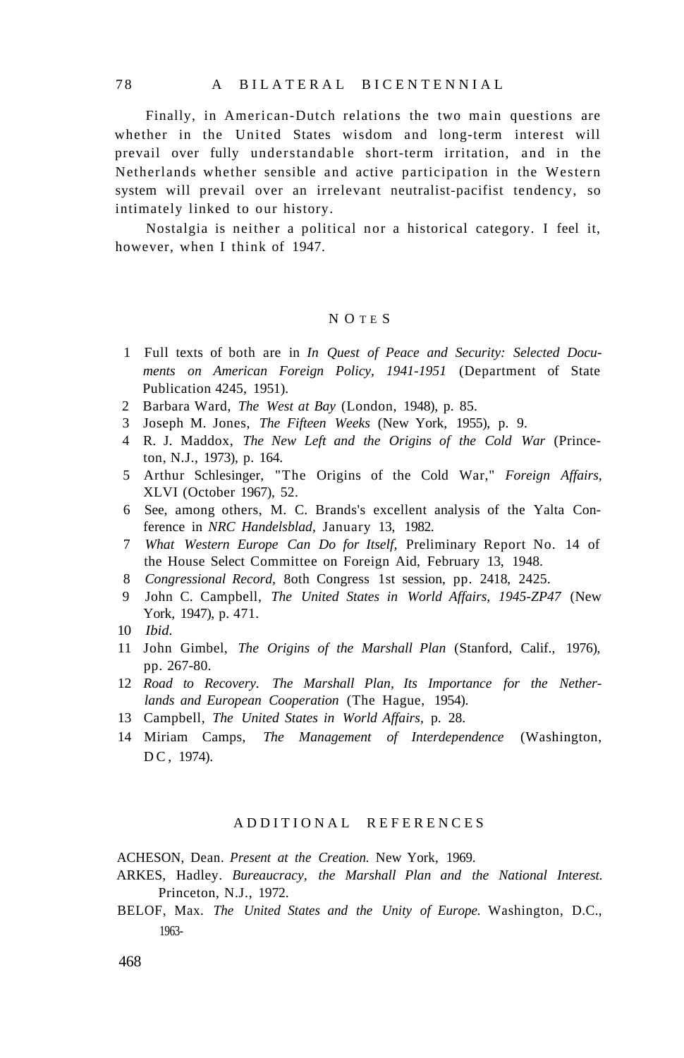Finally, in American-Dutch relations the two main questions are whether in the United States wisdom and long-term interest will prevail over fully understandable short-term irritation, and in the Netherlands whether sensible and active participation in the Western system will prevail over an irrelevant neutralist-pacifist tendency, so intimately linked to our history.

Nostalgia is neither a political nor a historical category. I feel it, however, when I think of 1947.

## NOTES

1. Full texts of both are in *In Quest of Peace and Security: Selected Documents on American Foreign Policy, 1941-1951* (Department of State Publication 4245, 1951).
2. Barbara Ward, *The West at Bay* (London, 1948), p. 85.
3. Joseph M. Jones, *The Fifteen Weeks* (New York, 1955), p. 9.
4. R. J. Maddox, *The New Left and the Origins of the Cold War* (Princeton, N.J., 1973), p. 164.
5. Arthur Schlesinger, "The Origins of the Cold War," *Foreign Affairs*, XLVI (October 1967), 52.
6. See, among others, M. C. Brands's excellent analysis of the Yalta Conference in *NRC Handelsblad*, January 13, 1982.
7. *What Western Europe Can Do for Itself*, Preliminary Report No. 14 of the House Select Committee on Foreign Aid, February 13, 1948.
8. *Congressional Record*, 8oth Congress 1st session, pp. 2418, 2425.
9. John C. Campbell, *The United States in World Affairs, 1945-ZP47* (New York, 1947), p. 471.
10. *Ibid.*
11. John Gimbel, *The Origins of the Marshall Plan* (Stanford, Calif., 1976), pp. 267-80.
12. *Road to Recovery. The Marshall Plan, Its Importance for the Netherlands and European Cooperation* (The Hague, 1954).
13. Campbell, *The United States in World Affairs*, p. 28.
14. Miriam Camps, *The Management of Interdependence* (Washington, DC, 1974).

## ADDITIONAL REFERENCES

ACHESON, Dean. *Present at the Creation.* New York, 1969.

ARKES, Hadley. *Bureaucracy, the Marshall Plan and the National Interest.* Princeton, N.J., 1972.

BELOF, Max. *The United States and the Unity of Europe.* Washington, D.C., 1963-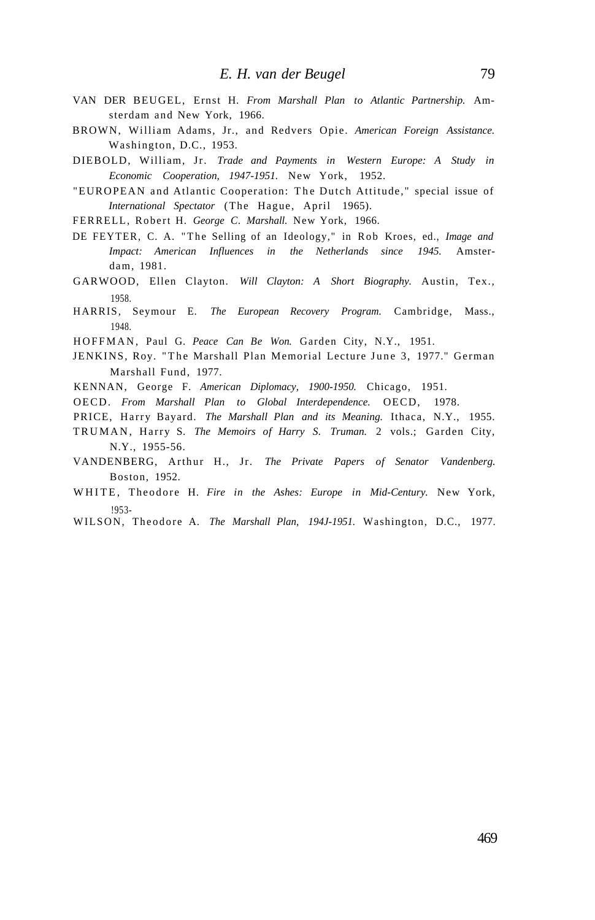VAN DER BEUGEL, Ernst H. *From Marshall Plan to Atlantic Partnership.* Amsterdam and New York, 1966.

BROWN, William Adams, Jr., and Redvers Opie. *American Foreign Assistance.* Washington, D.C., 1953.

DIEBOLD, William, Jr. *Trade and Payments in Western Europe: A Study in Economic Cooperation, 1947-1951.* New York, 1952.

"EUROPEAN and Atlantic Cooperation: The Dutch Attitude," special issue of *International Spectator* (The Hague, April 1965).

FERRELL, Robert H. *George C. Marshall.* New York, 1966.

DE FEYTER, C. A. "The Selling of an Ideology," in Rob Kroes, ed., *Image and Impact: American Influences in the Netherlands since 1945.* Amsterdam, 1981.

GARWOOD, Ellen Clayton. *Will Clayton: A Short Biography.* Austin, Tex., 1958.

HARRIS, Seymour E. *The European Recovery Program.* Cambridge, Mass., 1948.

HOFFMAN, Paul G. *Peace Can Be Won.* Garden City, N.Y., 1951.

JENKINS, Roy. "The Marshall Plan Memorial Lecture June 3, 1977." German Marshall Fund, 1977.

KENNAN, George F. *American Diplomacy, 1900-1950.* Chicago, 1951.

OECD. *From Marshall Plan to Global Interdependence.* OECD, 1978.

PRICE, Harry Bayard. *The Marshall Plan and its Meaning.* Ithaca, N.Y., 1955.

TRUMAN, Harry S. *The Memoirs of Harry S. Truman.* 2 vols.; Garden City, N.Y., 1955-56.

VANDENBERG, Arthur H., Jr. *The Private Papers of Senator Vandenberg.* Boston, 1952.

WHITE, Theodore H. *Fire in the Ashes: Europe in Mid-Century.* New York, !953-

WILSON, Theodore A. *The Marshall Plan, 194J-1951.* Washington, D.C., 1977.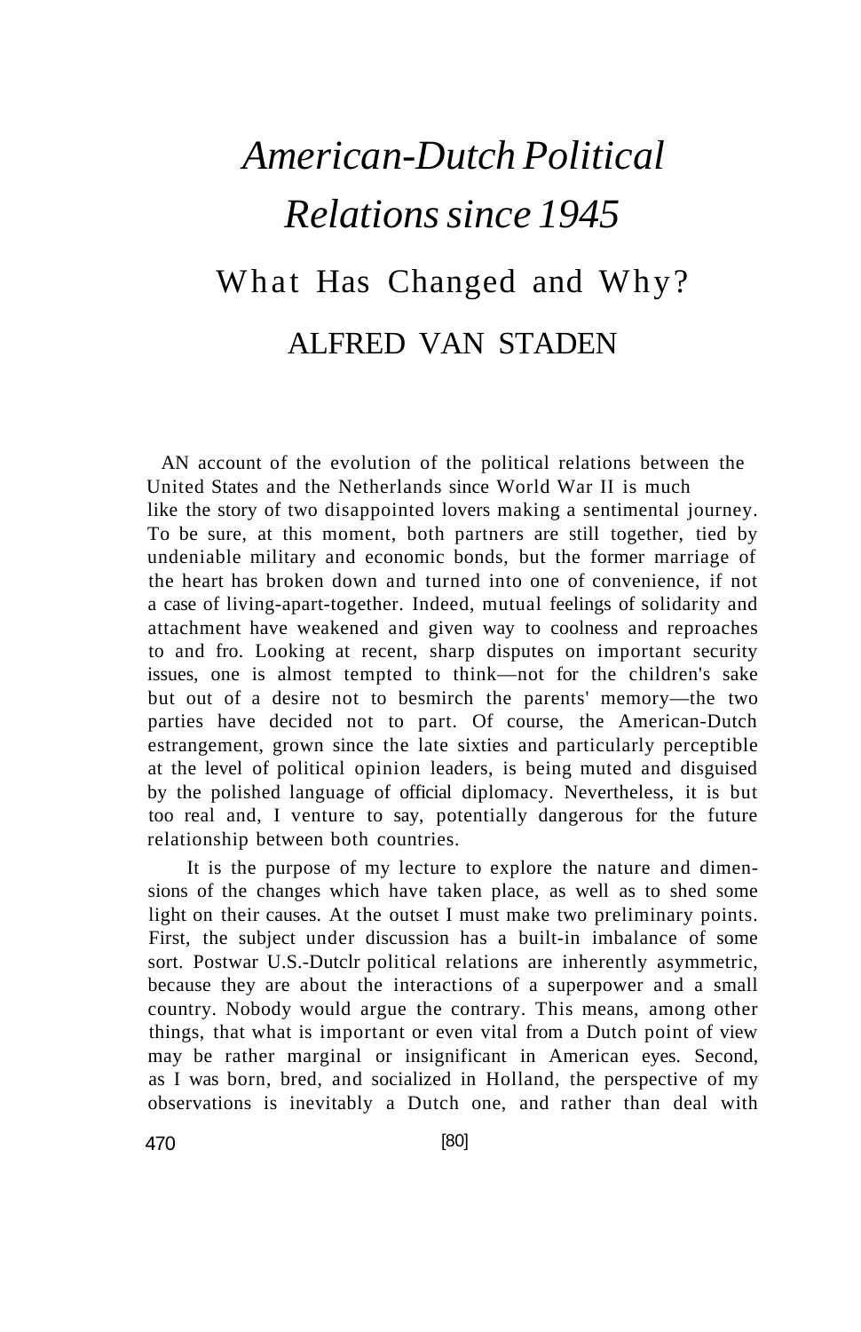# *American-Dutch Political Relations since 1945*

## What Has Changed and Why?

### ALFRED VAN STADEN

AN account of the evolution of the political relations between the United States and the Netherlands since World War II is much like the story of two disappointed lovers making a sentimental journey. To be sure, at this moment, both partners are still together, tied by undeniable military and economic bonds, but the former marriage of the heart has broken down and turned into one of convenience, if not a case of living-apart-together. Indeed, mutual feelings of solidarity and attachment have weakened and given way to coolness and reproaches to and fro. Looking at recent, sharp disputes on important security issues, one is almost tempted to think—not for the children's sake but out of a desire not to besmirch the parents' memory—the two parties have decided not to part. Of course, the American-Dutch estrangement, grown since the late sixties and particularly perceptible at the level of political opinion leaders, is being muted and disguised by the polished language of official diplomacy. Nevertheless, it is but too real and, I venture to say, potentially dangerous for the future relationship between both countries.

It is the purpose of my lecture to explore the nature and dimensions of the changes which have taken place, as well as to shed some light on their causes. At the outset I must make two preliminary points. First, the subject under discussion has a built-in imbalance of some sort. Postwar U.S.-Dutclr political relations are inherently asymmetric, because they are about the interactions of a superpower and a small country. Nobody would argue the contrary. This means, among other things, that what is important or even vital from a Dutch point of view may be rather marginal or insignificant in American eyes. Second, as I was born, bred, and socialized in Holland, the perspective of my observations is inevitably a Dutch one, and rather than deal with